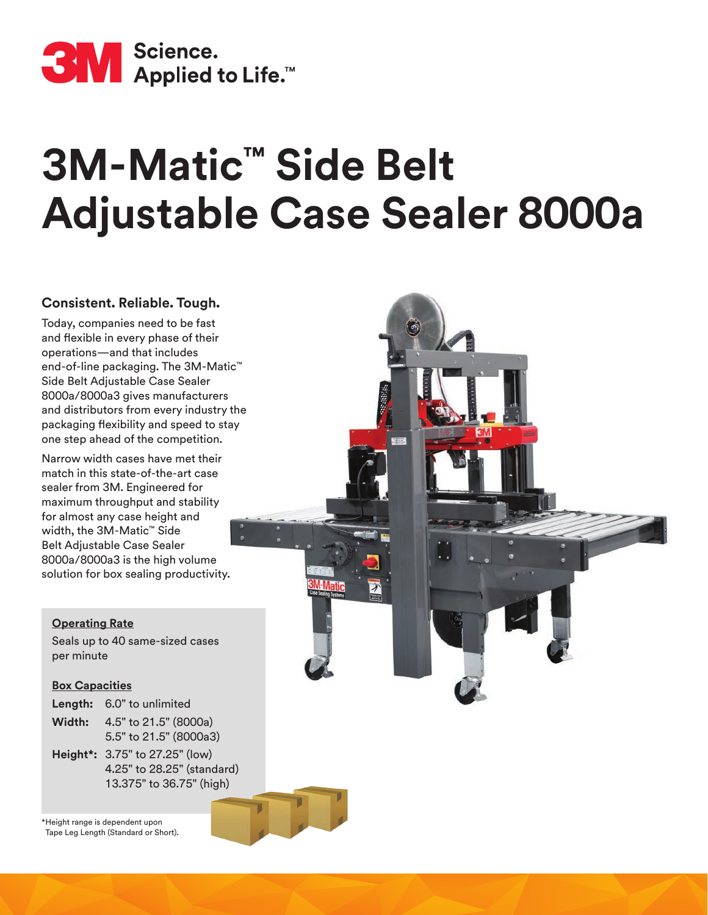3M Science. Applied to Life.™

# 3M-Matic™ Side Belt Adjustable Case Sealer 8000a

### Consistent. Reliable. Tough.

Today, companies need to be fast and flexible in every phase of their operations—and that includes end-of-line packaging. The 3M-Matic™ Side Belt Adjustable Case Sealer 8000a/8000a3 gives manufacturers and distributors from every industry the packaging flexibility and speed to stay one step ahead of the competition.

Narrow width cases have met their match in this state-of-the-art case sealer from 3M. Engineered for maximum throughput and stability for almost any case height and width, the 3M-Matic™ Side Belt Adjustable Case Sealer 8000a/8000a3 is the high volume solution for box sealing productivity.

**Operating Rate**

Seals up to 40 same-sized cases per minute

**Box Capacities**

| | |
|---|---|
| **Length:** | 6.0" to unlimited |
| **Width:** | 4.5" to 21.5" (8000a)<br>5.5" to 21.5" (8000a3) |
| **Height*:** | 3.75" to 27.25" (low)<br>4.25" to 28.25" (standard)<br>13.375" to 36.75" (high) |

*Height range is dependent upon Tape Leg Length (Standard or Short).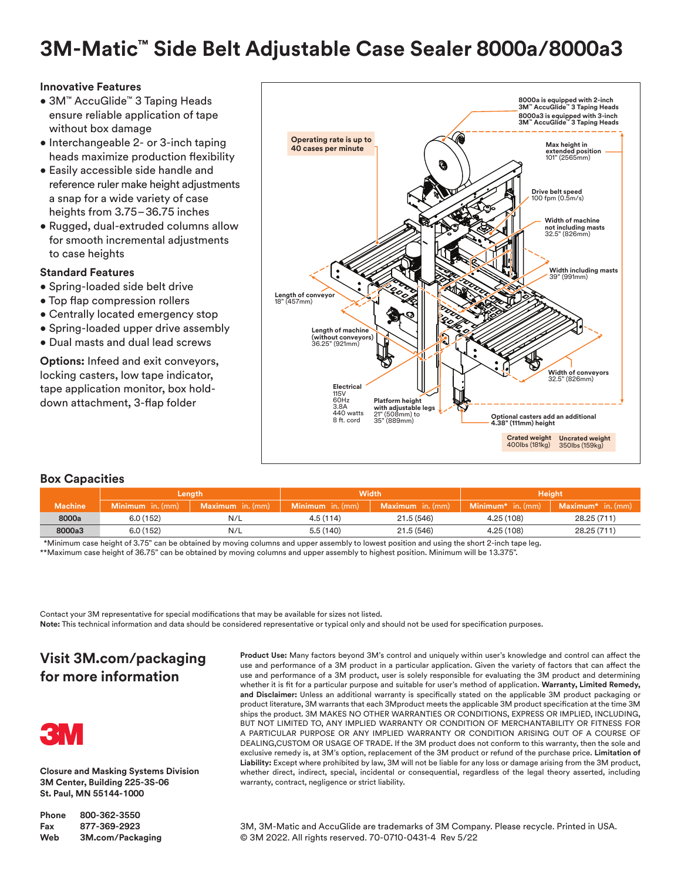# 3M-Matic™ Side Belt Adjustable Case Sealer 8000a/8000a3

### Innovative Features

- 3M™ AccuGlide™ 3 Taping Heads ensure reliable application of tape without box damage
- Interchangeable 2- or 3-inch taping heads maximize production flexibility
- Easily accessible side handle and reference ruler make height adjustments a snap for a wide variety of case heights from 3.75–36.75 inches
- Rugged, dual-extruded columns allow for smooth incremental adjustments to case heights

### Standard Features

- Spring-loaded side belt drive
- Top flap compression rollers
- Centrally located emergency stop
- Spring-loaded upper drive assembly
- Dual masts and dual lead screws

**Options:** Infeed and exit conveyors, locking casters, low tape indicator, tape application monitor, box hold-down attachment, 3-flap folder

8000a is equipped with 2-inch 3M™ AccuGlide™ 3 Taping Heads
8000a3 is equipped with 3-inch 3M™ AccuGlide™ 3 Taping Heads

Operating rate is up to 40 cases per minute

Max height in extended position
101" (2565mm)

Drive belt speed
100 fpm (0.5m/s)

Width of machine not including masts
32.5" (826mm)

Width including masts
39" (991mm)

Length of conveyor
18" (457mm)

Length of machine (without conveyors)
36.25" (921mm)

Width of conveyors
32.5" (826mm)

Electrical
115V
60Hz
3.8A
440 watts
8 ft. cord

Platform height with adjustable legs
21" (508mm) to 35" (889mm)

Optional casters add an additional 4.38" (111mm) height

Crated weight
400lbs (181kg)

Uncrated weight
350lbs (159kg)

## Box Capacities

| Machine | Length | | Width | | Height | |
|---|---|---|---|---|---|---|
| | Minimum in. (mm) | Maximum in. (mm) | Minimum in. (mm) | Maximum in. (mm) | Minimum* in. (mm) | Maximum* in. (mm) |
| 8000a | 6.0 (152) | N/L | 4.5 (114) | 21.5 (546) | 4.25 (108) | 28.25 (711) |
| 8000a3 | 6.0 (152) | N/L | 5.5 (140) | 21.5 (546) | 4.25 (108) | 28.25 (711) |

*Minimum case height of 3.75" can be obtained by moving columns and upper assembly to lowest position and using the short 2-inch tape leg.
**Maximum case height of 36.75" can be obtained by moving columns and upper assembly to highest position. Minimum will be 13.375".

Contact your 3M representative for special modifications that may be available for sizes not listed.
**Note:** This technical information and data should be considered representative or typical only and should not be used for specification purposes.

## Visit 3M.com/packaging for more information

**Product Use:** Many factors beyond 3M's control and uniquely within user's knowledge and control can affect the use and performance of a 3M product in a particular application. Given the variety of factors that can affect the use and performance of a 3M product, user is solely responsible for evaluating the 3M product and determining whether it is fit for a particular purpose and suitable for user's method of application. **Warranty, Limited Remedy, and Disclaimer:** Unless an additional warranty is specifically stated on the applicable 3M product packaging or product literature, 3M warrants that each 3Mproduct meets the applicable 3M product specification at the time 3M ships the product. 3M MAKES NO OTHER WARRANTIES OR CONDITIONS, EXPRESS OR IMPLIED, INCLUDING, BUT NOT LIMITED TO, ANY IMPLIED WARRANTY OR CONDITION OF MERCHANTABILITY OR FITNESS FOR A PARTICULAR PURPOSE OR ANY IMPLIED WARRANTY OR CONDITION ARISING OUT OF A COURSE OF DEALING,CUSTOM OR USAGE OF TRADE. If the 3M product does not conform to this warranty, then the sole and exclusive remedy is, at 3M's option, replacement of the 3M product or refund of the purchase price. **Limitation of Liability:** Except where prohibited by law, 3M will not be liable for any loss or damage arising from the 3M product, whether direct, indirect, special, incidental or consequential, regardless of the legal theory asserted, including warranty, contract, negligence or strict liability.

**Closure and Masking Systems Division**
**3M Center, Building 225-3S-06**
**St. Paul, MN 55144-1000**

**Phone** 800-362-3550
**Fax** 877-369-2923
**Web** 3M.com/Packaging

3M, 3M-Matic and AccuGlide are trademarks of 3M Company. Please recycle. Printed in USA.
© 3M 2022. All rights reserved. 70-0710-0431-4 Rev 5/22